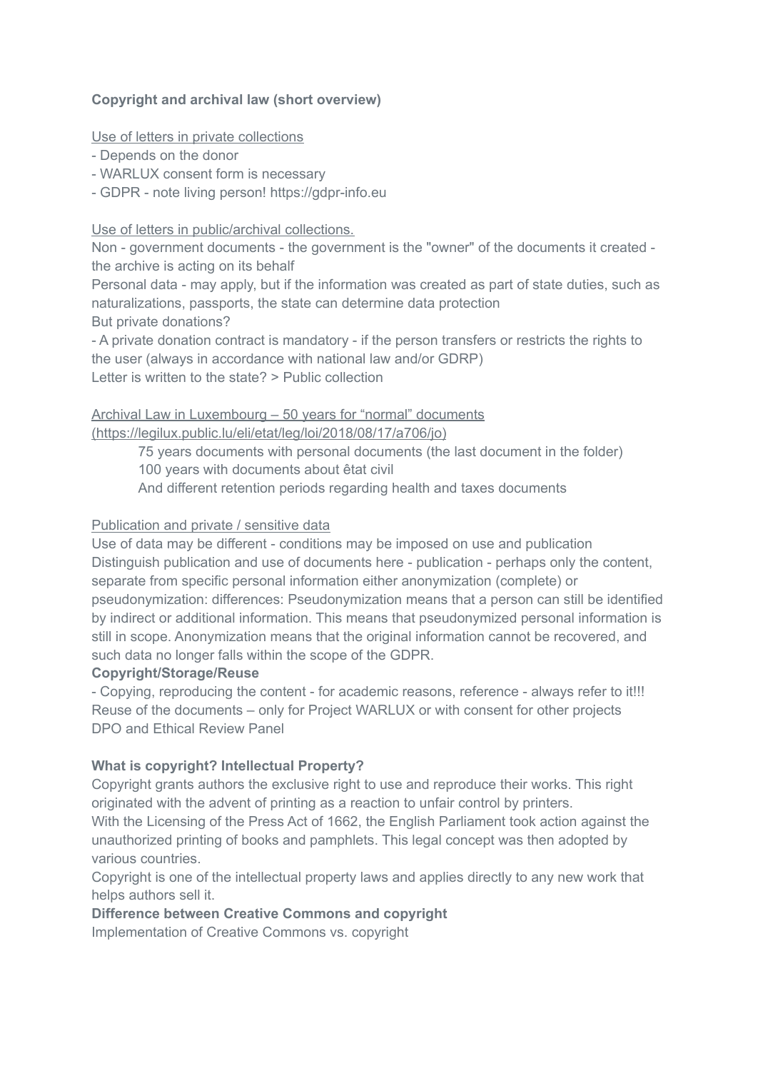**Copyright and archival law (short overview)**

Use of letters in private collections

- Depends on the donor
- WARLUX consent form is necessary
- GDPR - note living person! https://gdpr-info.eu

Use of letters in public/archival collections.

Non - government documents - the government is the "owner" of the documents it created - the archive is acting on its behalf

Personal data - may apply, but if the information was created as part of state duties, such as naturalizations, passports, the state can determine data protection

But private donations?

- A private donation contract is mandatory - if the person transfers or restricts the rights to the user (always in accordance with national law and/or GDRP)

Letter is written to the state? > Public collection

Archival Law in Luxembourg – 50 years for "normal" documents (https://legilux.public.lu/eli/etat/leg/loi/2018/08/17/a706/jo)

> 75 years documents with personal documents (the last document in the folder)
> 100 years with documents about êtat civil
> And different retention periods regarding health and taxes documents

Publication and private / sensitive data

Use of data may be different - conditions may be imposed on use and publication

Distinguish publication and use of documents here - publication - perhaps only the content, separate from specific personal information either anonymization (complete) or pseudonymization: differences: Pseudonymization means that a person can still be identified by indirect or additional information. This means that pseudonymized personal information is still in scope. Anonymization means that the original information cannot be recovered, and such data no longer falls within the scope of the GDPR.

**Copyright/Storage/Reuse**

- Copying, reproducing the content - for academic reasons, reference - always refer to it!!!

Reuse of the documents – only for Project WARLUX or with consent for other projects

DPO and Ethical Review Panel

**What is copyright? Intellectual Property?**

Copyright grants authors the exclusive right to use and reproduce their works. This right originated with the advent of printing as a reaction to unfair control by printers.

With the Licensing of the Press Act of 1662, the English Parliament took action against the unauthorized printing of books and pamphlets. This legal concept was then adopted by various countries.

Copyright is one of the intellectual property laws and applies directly to any new work that helps authors sell it.

**Difference between Creative Commons and copyright**

Implementation of Creative Commons vs. copyright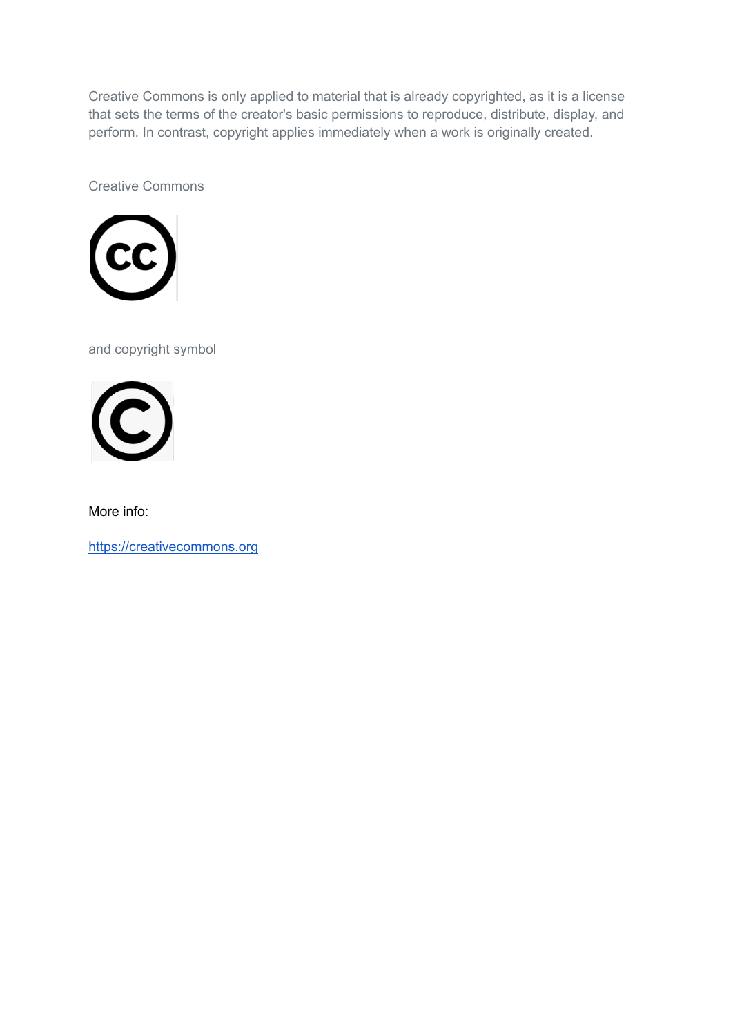Creative Commons is only applied to material that is already copyrighted, as it is a license that sets the terms of the creator's basic permissions to reproduce, distribute, display, and perform. In contrast, copyright applies immediately when a work is originally created.

Creative Commons

and copyright symbol

More info:

[https://creativecommons.org](https://creativecommons.org)